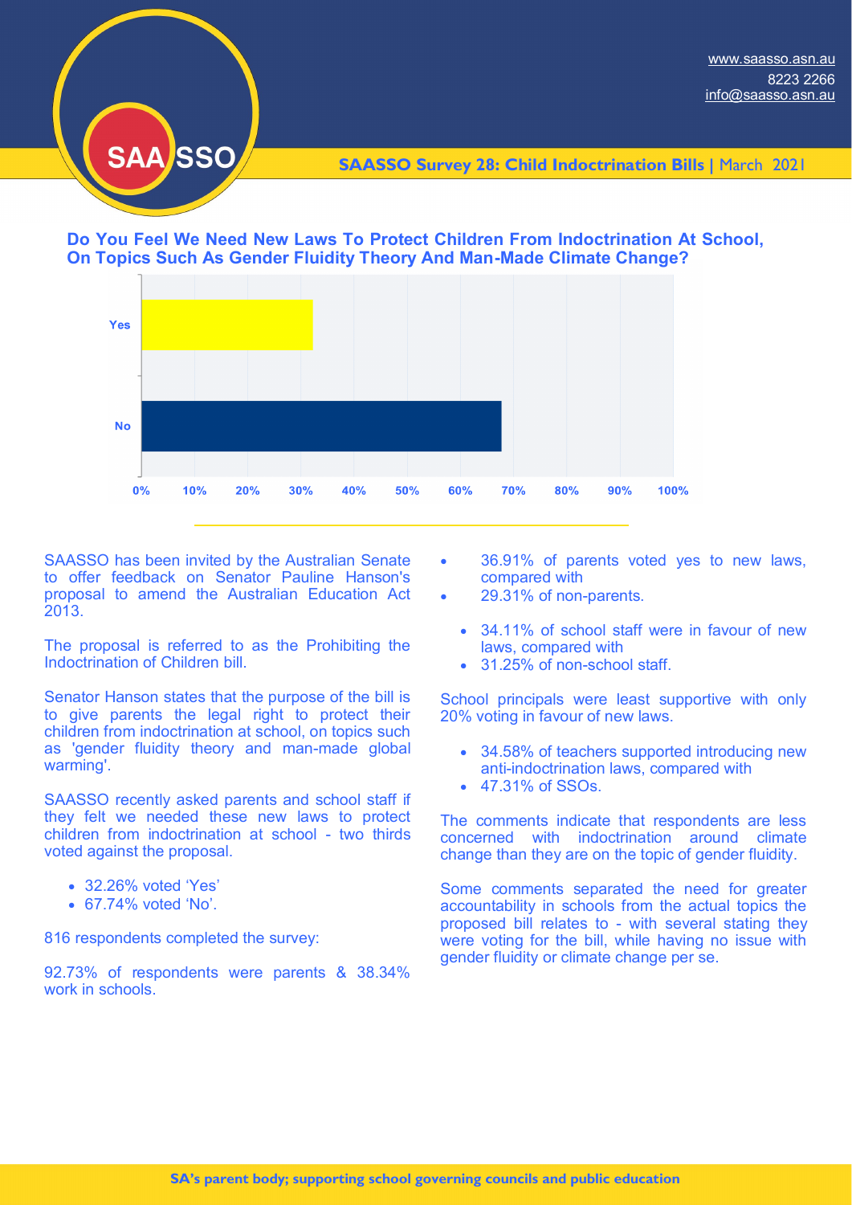www.saasso.asn.au
8223 2266
info@saasso.asn.au

SAASSO

**SAASSO Survey 28: Child Indoctrination Bills** | March 2021

## Do You Feel We Need New Laws To Protect Children From Indoctrination At School, On Topics Such As Gender Fluidity Theory And Man-Made Climate Change?

| Response | Percentage |
|---|---|
| Yes | 32.26% |
| No | 67.74% |

SAASSO has been invited by the Australian Senate to offer feedback on Senator Pauline Hanson's proposal to amend the Australian Education Act 2013.

The proposal is referred to as the Prohibiting the Indoctrination of Children bill.

Senator Hanson states that the purpose of the bill is to give parents the legal right to protect their children from indoctrination at school, on topics such as 'gender fluidity theory and man-made global warming'.

SAASSO recently asked parents and school staff if they felt we needed these new laws to protect children from indoctrination at school - two thirds voted against the proposal.

- 32.26% voted 'Yes'
- 67.74% voted 'No'.

816 respondents completed the survey:

92.73% of respondents were parents & 38.34% work in schools.

- 36.91% of parents voted yes to new laws, compared with
- 29.31% of non-parents.

- 34.11% of school staff were in favour of new laws, compared with
- 31.25% of non-school staff.

School principals were least supportive with only 20% voting in favour of new laws.

- 34.58% of teachers supported introducing new anti-indoctrination laws, compared with
- 47.31% of SSOs.

The comments indicate that respondents are less concerned with indoctrination around climate change than they are on the topic of gender fluidity.

Some comments separated the need for greater accountability in schools from the actual topics the proposed bill relates to - with several stating they were voting for the bill, while having no issue with gender fluidity or climate change per se.

**SA's parent body; supporting school governing councils and public education**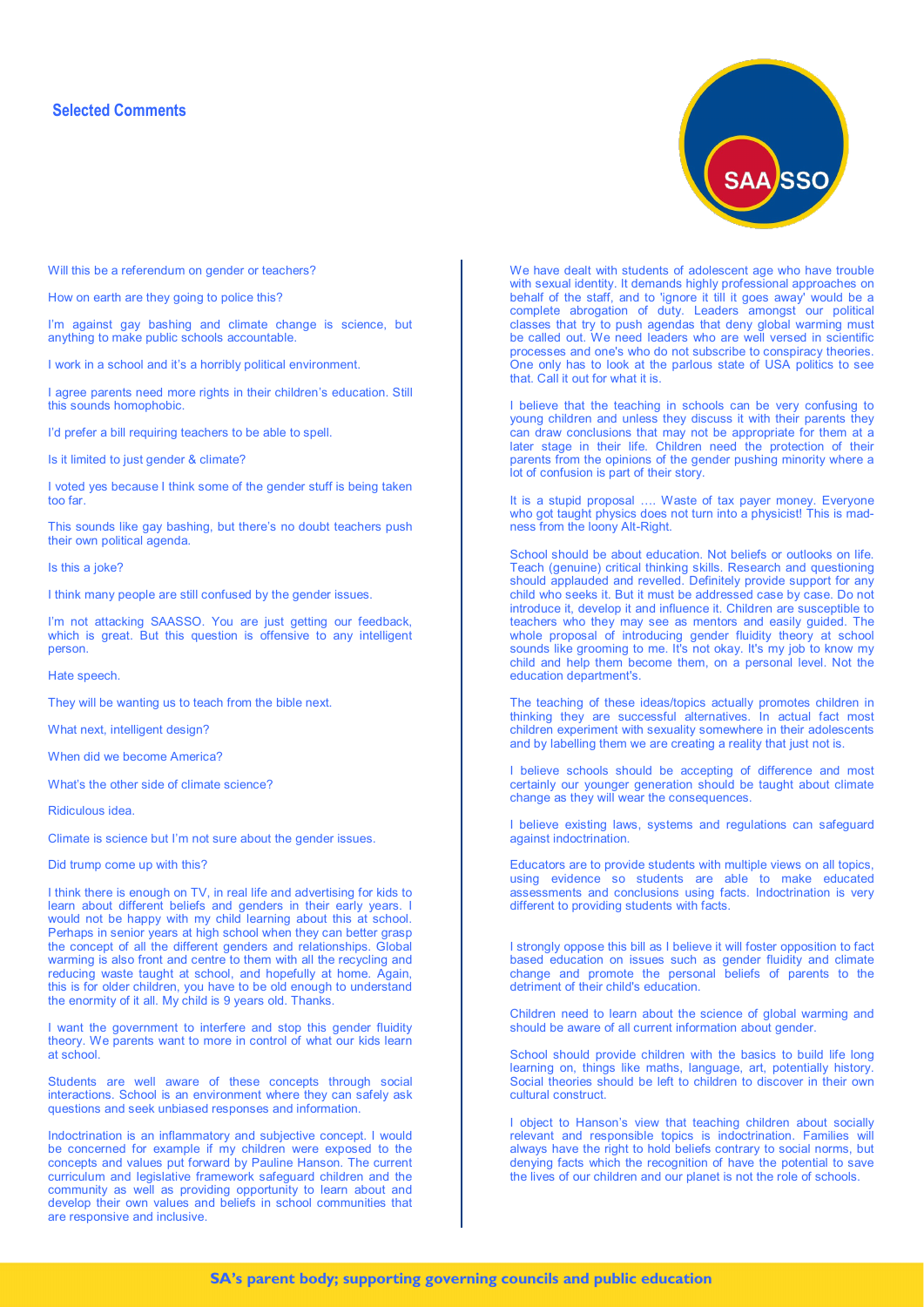## Selected Comments

Will this be a referendum on gender or teachers?

How on earth are they going to police this?

I'm against gay bashing and climate change is science, but anything to make public schools accountable.

I work in a school and it's a horribly political environment.

I agree parents need more rights in their children's education. Still this sounds homophobic.

I'd prefer a bill requiring teachers to be able to spell.

Is it limited to just gender & climate?

I voted yes because I think some of the gender stuff is being taken too far.

This sounds like gay bashing, but there's no doubt teachers push their own political agenda.

Is this a joke?

I think many people are still confused by the gender issues.

I'm not attacking SAASSO. You are just getting our feedback, which is great. But this question is offensive to any intelligent person.

Hate speech.

They will be wanting us to teach from the bible next.

What next, intelligent design?

When did we become America?

What's the other side of climate science?

Ridiculous idea.

Climate is science but I'm not sure about the gender issues.

Did trump come up with this?

I think there is enough on TV, in real life and advertising for kids to learn about different beliefs and genders in their early years. I would not be happy with my child learning about this at school. Perhaps in senior years at high school when they can better grasp the concept of all the different genders and relationships. Global warming is also front and centre to them with all the recycling and reducing waste taught at school, and hopefully at home. Again, this is for older children, you have to be old enough to understand the enormity of it all. My child is 9 years old. Thanks.

I want the government to interfere and stop this gender fluidity theory. We parents want to more in control of what our kids learn at school.

Students are well aware of these concepts through social interactions. School is an environment where they can safely ask questions and seek unbiased responses and information.

Indoctrination is an inflammatory and subjective concept. I would be concerned for example if my children were exposed to the concepts and values put forward by Pauline Hanson. The current curriculum and legislative framework safeguard children and the community as well as providing opportunity to learn about and develop their own values and beliefs in school communities that are responsive and inclusive.

We have dealt with students of adolescent age who have trouble with sexual identity. It demands highly professional approaches on behalf of the staff, and to 'ignore it till it goes away' would be a complete abrogation of duty. Leaders amongst our political classes that try to push agendas that deny global warming must be called out. We need leaders who are well versed in scientific processes and one's who do not subscribe to conspiracy theories. One only has to look at the parlous state of USA politics to see that. Call it out for what it is.

I believe that the teaching in schools can be very confusing to young children and unless they discuss it with their parents they can draw conclusions that may not be appropriate for them at a later stage in their life. Children need the protection of their parents from the opinions of the gender pushing minority where a lot of confusion is part of their story.

It is a stupid proposal …. Waste of tax payer money. Everyone who got taught physics does not turn into a physicist! This is madness from the loony Alt-Right.

School should be about education. Not beliefs or outlooks on life. Teach (genuine) critical thinking skills. Research and questioning should applauded and revelled. Definitely provide support for any child who seeks it. But it must be addressed case by case. Do not introduce it, develop it and influence it. Children are susceptible to teachers who they may see as mentors and easily guided. The whole proposal of introducing gender fluidity theory at school sounds like grooming to me. It's not okay. It's my job to know my child and help them become them, on a personal level. Not the education department's.

The teaching of these ideas/topics actually promotes children in thinking they are successful alternatives. In actual fact most children experiment with sexuality somewhere in their adolescents and by labelling them we are creating a reality that just not is.

I believe schools should be accepting of difference and most certainly our younger generation should be taught about climate change as they will wear the consequences.

I believe existing laws, systems and regulations can safeguard against indoctrination.

Educators are to provide students with multiple views on all topics, using evidence so students are able to make educated assessments and conclusions using facts. Indoctrination is very different to providing students with facts.

I strongly oppose this bill as I believe it will foster opposition to fact based education on issues such as gender fluidity and climate change and promote the personal beliefs of parents to the detriment of their child's education.

Children need to learn about the science of global warming and should be aware of all current information about gender.

School should provide children with the basics to build life long learning on, things like maths, language, art, potentially history. Social theories should be left to children to discover in their own cultural construct.

I object to Hanson's view that teaching children about socially relevant and responsible topics is indoctrination. Families will always have the right to hold beliefs contrary to social norms, but denying facts which the recognition of have the potential to save the lives of our children and our planet is not the role of schools.

**SA's parent body; supporting governing councils and public education**